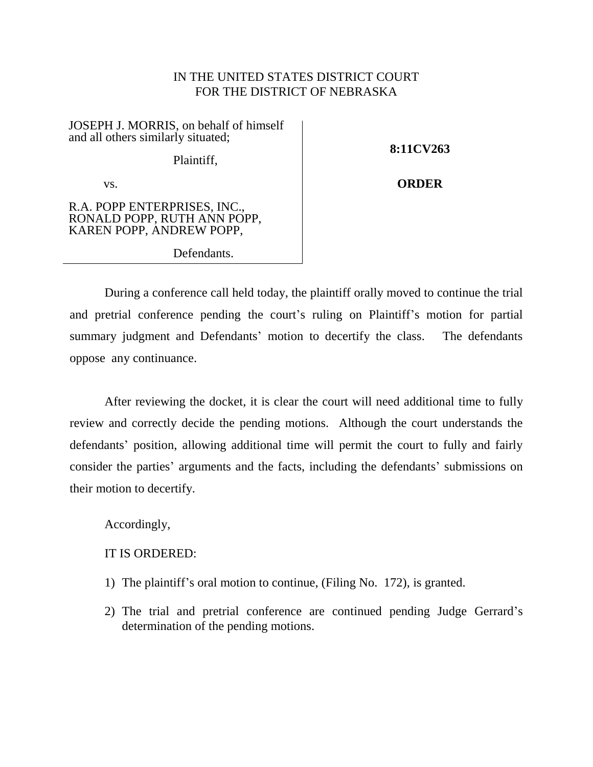IN THE UNITED STATES DISTRICT COURT
FOR THE DISTRICT OF NEBRASKA

| | |
|---|---|
| JOSEPH J. MORRIS, on behalf of himself and all others similarly situated;<br><br>Plaintiff,<br><br>vs.<br><br>R.A. POPP ENTERPRISES, INC., RONALD POPP, RUTH ANN POPP, KAREN POPP, ANDREW POPP,<br><br>Defendants. | **8:11CV263**<br><br>**ORDER** |

During a conference call held today, the plaintiff orally moved to continue the trial and pretrial conference pending the court's ruling on Plaintiff's motion for partial summary judgment and Defendants' motion to decertify the class. The defendants oppose any continuance.

After reviewing the docket, it is clear the court will need additional time to fully review and correctly decide the pending motions. Although the court understands the defendants' position, allowing additional time will permit the court to fully and fairly consider the parties' arguments and the facts, including the defendants' submissions on their motion to decertify.

Accordingly,

IT IS ORDERED:

1) The plaintiff's oral motion to continue, (Filing No. 172), is granted.

2) The trial and pretrial conference are continued pending Judge Gerrard's determination of the pending motions.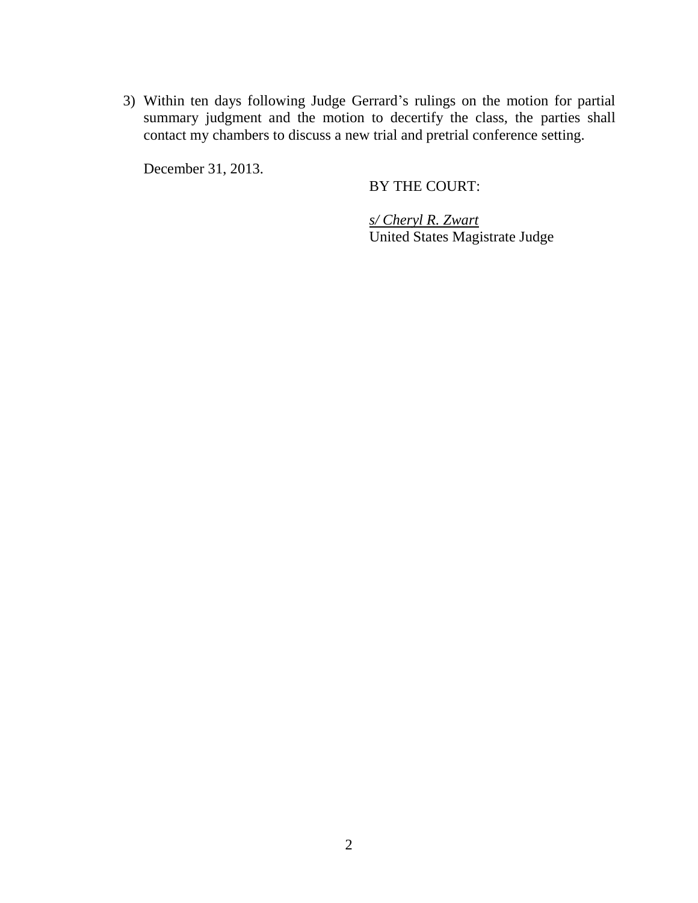3) Within ten days following Judge Gerrard's rulings on the motion for partial summary judgment and the motion to decertify the class, the parties shall contact my chambers to discuss a new trial and pretrial conference setting.

December 31, 2013.

BY THE COURT:

*s/ Cheryl R. Zwart*
United States Magistrate Judge